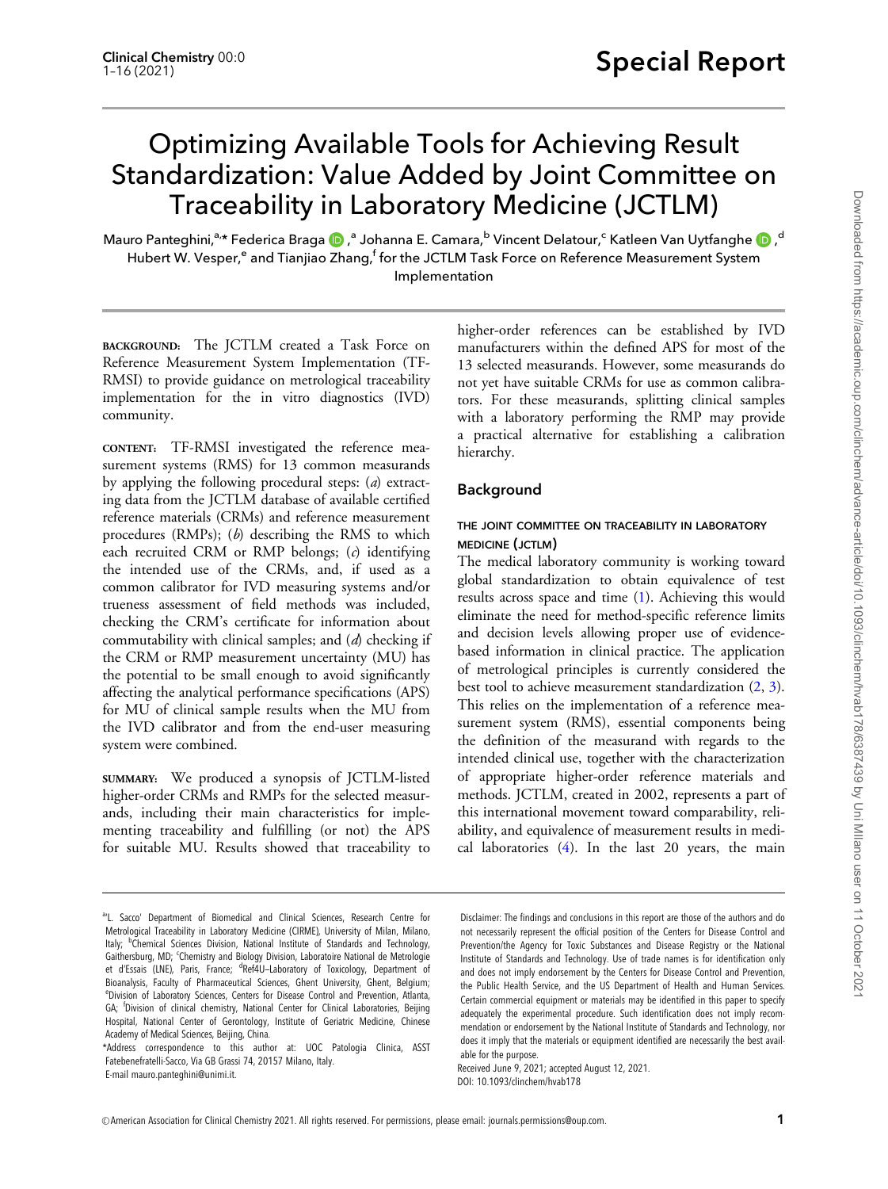# Optimizing Available Tools for Achieving Result Standardization: Value Added by Joint Committee on Traceability in Laboratory Medicine (JCTLM)

Mauro Panteghini,[a,*] Federica Braga,[a] Johanna E. Camara,[b] Vincent Delatour,[c] Katleen Van Uytfanghe,[d] Hubert W. Vesper,[e] and Tianjiao Zhang,[f] for the JCTLM Task Force on Reference Measurement System Implementation

**BACKGROUND:** The JCTLM created a Task Force on Reference Measurement System Implementation (TF-RMSI) to provide guidance on metrological traceability implementation for the in vitro diagnostics (IVD) community.

**CONTENT:** TF-RMSI investigated the reference measurement systems (RMS) for 13 common measurands by applying the following procedural steps: (*a*) extracting data from the JCTLM database of available certified reference materials (CRMs) and reference measurement procedures (RMPs); (*b*) describing the RMS to which each recruited CRM or RMP belongs; (*c*) identifying the intended use of the CRMs, and, if used as a common calibrator for IVD measuring systems and/or trueness assessment of field methods was included, checking the CRM's certificate for information about commutability with clinical samples; and (*d*) checking if the CRM or RMP measurement uncertainty (MU) has the potential to be small enough to avoid significantly affecting the analytical performance specifications (APS) for MU of clinical sample results when the MU from the IVD calibrator and from the end-user measuring system were combined.

**SUMMARY:** We produced a synopsis of JCTLM-listed higher-order CRMs and RMPs for the selected measurands, including their main characteristics for implementing traceability and fulfilling (or not) the APS for suitable MU. Results showed that traceability to higher-order references can be established by IVD manufacturers within the defined APS for most of the 13 selected measurands. However, some measurands do not yet have suitable CRMs for use as common calibrators. For these measurands, splitting clinical samples with a laboratory performing the RMP may provide a practical alternative for establishing a calibration hierarchy.

## Background

### THE JOINT COMMITTEE ON TRACEABILITY IN LABORATORY MEDICINE (JCTLM)

The medical laboratory community is working toward global standardization to obtain equivalence of test results across space and time (1). Achieving this would eliminate the need for method-specific reference limits and decision levels allowing proper use of evidence-based information in clinical practice. The application of metrological principles is currently considered the best tool to achieve measurement standardization (2, 3). This relies on the implementation of a reference measurement system (RMS), essential components being the definition of the measurand with regards to the intended clinical use, together with the characterization of appropriate higher-order reference materials and methods. JCTLM, created in 2002, represents a part of this international movement toward comparability, reliability, and equivalence of measurement results in medical laboratories (4). In the last 20 years, the main

---

[a] L. Sacco' Department of Biomedical and Clinical Sciences, Research Centre for Metrological Traceability in Laboratory Medicine (CIRME), University of Milan, Milano, Italy; [b] Chemical Sciences Division, National Institute of Standards and Technology, Gaithersburg, MD; [c] Chemistry and Biology Division, Laboratoire National de Metrologie et d'Essais (LNE), Paris, France; [d] Ref4U–Laboratory of Toxicology, Department of Bioanalysis, Faculty of Pharmaceutical Sciences, Ghent University, Ghent, Belgium; [e] Division of Laboratory Sciences, Centers for Disease Control and Prevention, Atlanta, GA; [f] Division of clinical chemistry, National Center for Clinical Laboratories, Beijing Hospital, National Center of Gerontology, Institute of Geriatric Medicine, Chinese Academy of Medical Sciences, Beijing, China.

*Address correspondence to this author at: UOC Patologia Clinica, ASST Fatebenefratelli-Sacco, Via GB Grassi 74, 20157 Milano, Italy. E-mail mauro.panteghini@unimi.it.

Disclaimer: The findings and conclusions in this report are those of the authors and do not necessarily represent the official position of the Centers for Disease Control and Prevention/the Agency for Toxic Substances and Disease Registry or the National Institute of Standards and Technology. Use of trade names is for identification only and does not imply endorsement by the Centers for Disease Control and Prevention, the Public Health Service, and the US Department of Health and Human Services. Certain commercial equipment or materials may be identified in this paper to specify adequately the experimental procedure. Such identification does not imply recommendation or endorsement by the National Institute of Standards and Technology, nor does it imply that the materials or equipment identified are necessarily the best available for the purpose.

Received June 9, 2021; accepted August 12, 2021.

DOI: 10.1093/clinchem/hvab178

© American Association for Clinical Chemistry 2021. All rights reserved. For permissions, please email: journals.permissions@oup.com.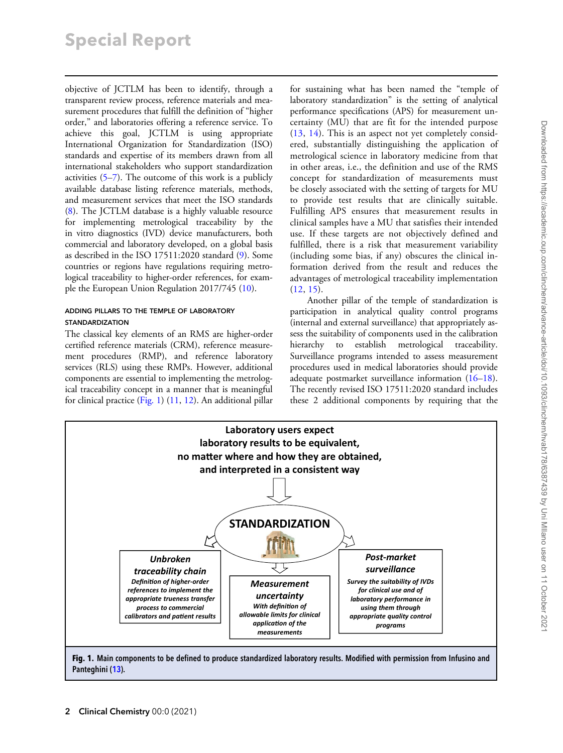objective of JCTLM has been to identify, through a transparent review process, reference materials and measurement procedures that fulfill the definition of "higher order," and laboratories offering a reference service. To achieve this goal, JCTLM is using appropriate International Organization for Standardization (ISO) standards and expertise of its members drawn from all international stakeholders who support standardization activities (5–7). The outcome of this work is a publicly available database listing reference materials, methods, and measurement services that meet the ISO standards (8). The JCTLM database is a highly valuable resource for implementing metrological traceability by the in vitro diagnostics (IVD) device manufacturers, both commercial and laboratory developed, on a global basis as described in the ISO 17511:2020 standard (9). Some countries or regions have regulations requiring metrological traceability to higher-order references, for example the European Union Regulation 2017/745 (10).

### ADDING PILLARS TO THE TEMPLE OF LABORATORY STANDARDIZATION

The classical key elements of an RMS are higher-order certified reference materials (CRM), reference measurement procedures (RMP), and reference laboratory services (RLS) using these RMPs. However, additional components are essential to implementing the metrological traceability concept in a manner that is meaningful for clinical practice (Fig. 1) (11, 12). An additional pillar for sustaining what has been named the "temple of laboratory standardization" is the setting of analytical performance specifications (APS) for measurement uncertainty (MU) that are fit for the intended purpose (13, 14). This is an aspect not yet completely considered, substantially distinguishing the application of metrological science in laboratory medicine from that in other areas, i.e., the definition and use of the RMS concept for standardization of measurements must be closely associated with the setting of targets for MU to provide test results that are clinically suitable. Fulfilling APS ensures that measurement results in clinical samples have a MU that satisfies their intended use. If these targets are not objectively defined and fulfilled, there is a risk that measurement variability (including some bias, if any) obscures the clinical information derived from the result and reduces the advantages of metrological traceability implementation (12, 15).

Another pillar of the temple of standardization is participation in analytical quality control programs (internal and external surveillance) that appropriately assess the suitability of components used in the calibration hierarchy to establish metrological traceability. Surveillance programs intended to assess measurement procedures used in medical laboratories should provide adequate postmarket surveillance information (16–18). The recently revised ISO 17511:2020 standard includes these 2 additional components by requiring that the

**Laboratory users expect laboratory results to be equivalent, no matter where and how they are obtained, and interpreted in a consistent way**

**STANDARDIZATION**

***Unbroken traceability chain***
***Definition of higher-order references to implement the appropriate trueness transfer process to commercial calibrators and patient results***

***Measurement uncertainty***
***With definition of allowable limits for clinical application of the measurements***

***Post-market surveillance***
***Survey the suitability of IVDs for clinical use and of laboratory performance in using them through appropriate quality control programs***

**Fig. 1. Main components to be defined to produce standardized laboratory results. Modified with permission from Infusino and Panteghini (13).**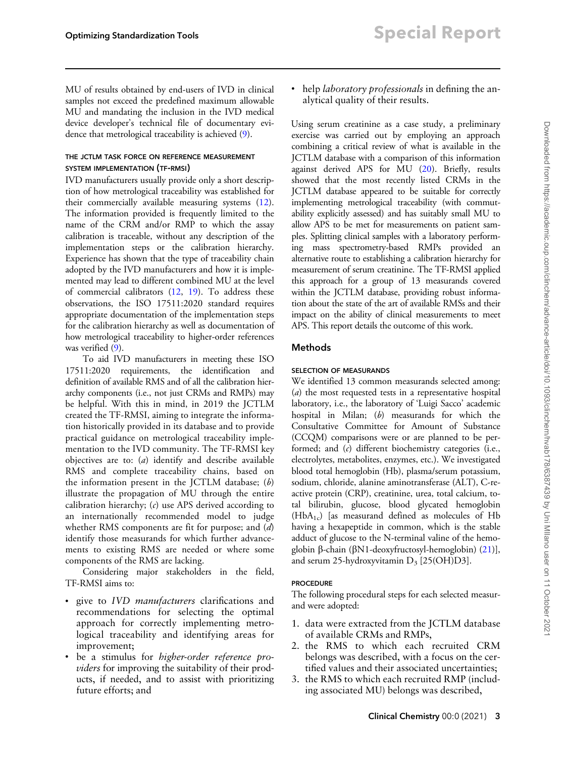MU of results obtained by end-users of IVD in clinical samples not exceed the predefined maximum allowable MU and mandating the inclusion in the IVD medical device developer's technical file of documentary evidence that metrological traceability is achieved (9).

### THE JCTLM TASK FORCE ON REFERENCE MEASUREMENT SYSTEM IMPLEMENTATION (TF-RMSI)

IVD manufacturers usually provide only a short description of how metrological traceability was established for their commercially available measuring systems (12). The information provided is frequently limited to the name of the CRM and/or RMP to which the assay calibration is traceable, without any description of the implementation steps or the calibration hierarchy. Experience has shown that the type of traceability chain adopted by the IVD manufacturers and how it is implemented may lead to different combined MU at the level of commercial calibrators (12, 19). To address these observations, the ISO 17511:2020 standard requires appropriate documentation of the implementation steps for the calibration hierarchy as well as documentation of how metrological traceability to higher-order references was verified (9).

To aid IVD manufacturers in meeting these ISO 17511:2020 requirements, the identification and definition of available RMS and of all the calibration hierarchy components (i.e., not just CRMs and RMPs) may be helpful. With this in mind, in 2019 the JCTLM created the TF-RMSI, aiming to integrate the information historically provided in its database and to provide practical guidance on metrological traceability implementation to the IVD community. The TF-RMSI key objectives are to: (*a*) identify and describe available RMS and complete traceability chains, based on the information present in the JCTLM database; (*b*) illustrate the propagation of MU through the entire calibration hierarchy; (*c*) use APS derived according to an internationally recommended model to judge whether RMS components are fit for purpose; and (*d*) identify those measurands for which further advancements to existing RMS are needed or where some components of the RMS are lacking.

Considering major stakeholders in the field, TF-RMSI aims to:

- give to *IVD manufacturers* clarifications and recommendations for selecting the optimal approach for correctly implementing metrological traceability and identifying areas for improvement;
- be a stimulus for *higher-order reference providers* for improving the suitability of their products, if needed, and to assist with prioritizing future efforts; and
- help *laboratory professionals* in defining the analytical quality of their results.

Using serum creatinine as a case study, a preliminary exercise was carried out by employing an approach combining a critical review of what is available in the JCTLM database with a comparison of this information against derived APS for MU (20). Briefly, results showed that the most recently listed CRMs in the JCTLM database appeared to be suitable for correctly implementing metrological traceability (with commutability explicitly assessed) and has suitably small MU to allow APS to be met for measurements on patient samples. Splitting clinical samples with a laboratory performing mass spectrometry-based RMPs provided an alternative route to establishing a calibration hierarchy for measurement of serum creatinine. The TF-RMSI applied this approach for a group of 13 measurands covered within the JCTLM database, providing robust information about the state of the art of available RMSs and their impact on the ability of clinical measurements to meet APS. This report details the outcome of this work.

## Methods

### SELECTION OF MEASURANDS

We identified 13 common measurands selected among: (*a*) the most requested tests in a representative hospital laboratory, i.e., the laboratory of 'Luigi Sacco' academic hospital in Milan; (*b*) measurands for which the Consultative Committee for Amount of Substance (CCQM) comparisons were or are planned to be performed; and (*c*) different biochemistry categories (i.e., electrolytes, metabolites, enzymes, etc.). We investigated blood total hemoglobin (Hb), plasma/serum potassium, sodium, chloride, alanine aminotransferase (ALT), C-reactive protein (CRP), creatinine, urea, total calcium, total bilirubin, glucose, blood glycated hemoglobin ($HbA_{1c}$) [as measurand defined as molecules of Hb having a hexapeptide in common, which is the stable adduct of glucose to the N-terminal valine of the hemoglobin β-chain (βN1-deoxyfructosyl-hemoglobin) (21)], and serum 25-hydroxyvitamin $D_3$ [25(OH)D3].

### PROCEDURE

The following procedural steps for each selected measurand were adopted:

1. data were extracted from the JCTLM database of available CRMs and RMPs,
2. the RMS to which each recruited CRM belongs was described, with a focus on the certified values and their associated uncertainties;
3. the RMS to which each recruited RMP (including associated MU) belongs was described,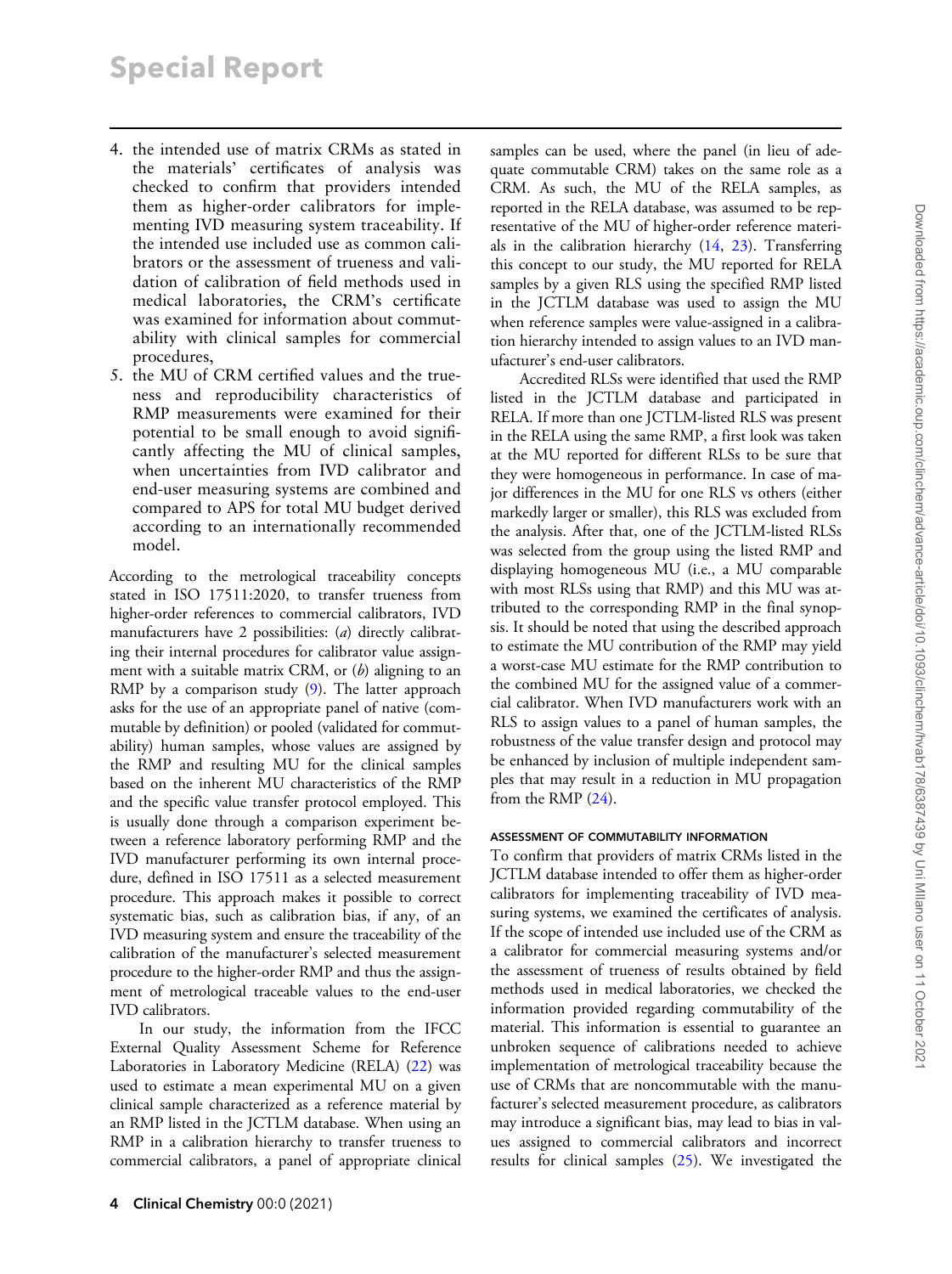4. the intended use of matrix CRMs as stated in the materials' certificates of analysis was checked to confirm that providers intended them as higher-order calibrators for implementing IVD measuring system traceability. If the intended use included use as common calibrators or the assessment of trueness and validation of calibration of field methods used in medical laboratories, the CRM's certificate was examined for information about commutability with clinical samples for commercial procedures,
5. the MU of CRM certified values and the trueness and reproducibility characteristics of RMP measurements were examined for their potential to be small enough to avoid significantly affecting the MU of clinical samples, when uncertainties from IVD calibrator and end-user measuring systems are combined and compared to APS for total MU budget derived according to an internationally recommended model.

According to the metrological traceability concepts stated in ISO 17511:2020, to transfer trueness from higher-order references to commercial calibrators, IVD manufacturers have 2 possibilities: (*a*) directly calibrating their internal procedures for calibrator value assignment with a suitable matrix CRM, or (*b*) aligning to an RMP by a comparison study (9). The latter approach asks for the use of an appropriate panel of native (commutable by definition) or pooled (validated for commutability) human samples, whose values are assigned by the RMP and resulting MU for the clinical samples based on the inherent MU characteristics of the RMP and the specific value transfer protocol employed. This is usually done through a comparison experiment between a reference laboratory performing RMP and the IVD manufacturer performing its own internal procedure, defined in ISO 17511 as a selected measurement procedure. This approach makes it possible to correct systematic bias, such as calibration bias, if any, of an IVD measuring system and ensure the traceability of the calibration of the manufacturer's selected measurement procedure to the higher-order RMP and thus the assignment of metrological traceable values to the end-user IVD calibrators.

In our study, the information from the IFCC External Quality Assessment Scheme for Reference Laboratories in Laboratory Medicine (RELA) (22) was used to estimate a mean experimental MU on a given clinical sample characterized as a reference material by an RMP listed in the JCTLM database. When using an RMP in a calibration hierarchy to transfer trueness to commercial calibrators, a panel of appropriate clinical samples can be used, where the panel (in lieu of adequate commutable CRM) takes on the same role as a CRM. As such, the MU of the RELA samples, as reported in the RELA database, was assumed to be representative of the MU of higher-order reference materials in the calibration hierarchy (14, 23). Transferring this concept to our study, the MU reported for RELA samples by a given RLS using the specified RMP listed in the JCTLM database was used to assign the MU when reference samples were value-assigned in a calibration hierarchy intended to assign values to an IVD manufacturer's end-user calibrators.

Accredited RLSs were identified that used the RMP listed in the JCTLM database and participated in RELA. If more than one JCTLM-listed RLS was present in the RELA using the same RMP, a first look was taken at the MU reported for different RLSs to be sure that they were homogeneous in performance. In case of major differences in the MU for one RLS vs others (either markedly larger or smaller), this RLS was excluded from the analysis. After that, one of the JCTLM-listed RLSs was selected from the group using the listed RMP and displaying homogeneous MU (i.e., a MU comparable with most RLSs using that RMP) and this MU was attributed to the corresponding RMP in the final synopsis. It should be noted that using the described approach to estimate the MU contribution of the RMP may yield a worst-case MU estimate for the RMP contribution to the combined MU for the assigned value of a commercial calibrator. When IVD manufacturers work with an RLS to assign values to a panel of human samples, the robustness of the value transfer design and protocol may be enhanced by inclusion of multiple independent samples that may result in a reduction in MU propagation from the RMP (24).

#### ASSESSMENT OF COMMUTABILITY INFORMATION

To confirm that providers of matrix CRMs listed in the JCTLM database intended to offer them as higher-order calibrators for implementing traceability of IVD measuring systems, we examined the certificates of analysis. If the scope of intended use included use of the CRM as a calibrator for commercial measuring systems and/or the assessment of trueness of results obtained by field methods used in medical laboratories, we checked the information provided regarding commutability of the material. This information is essential to guarantee an unbroken sequence of calibrations needed to achieve implementation of metrological traceability because the use of CRMs that are noncommutable with the manufacturer's selected measurement procedure, as calibrators may introduce a significant bias, may lead to bias in values assigned to commercial calibrators and incorrect results for clinical samples (25). We investigated the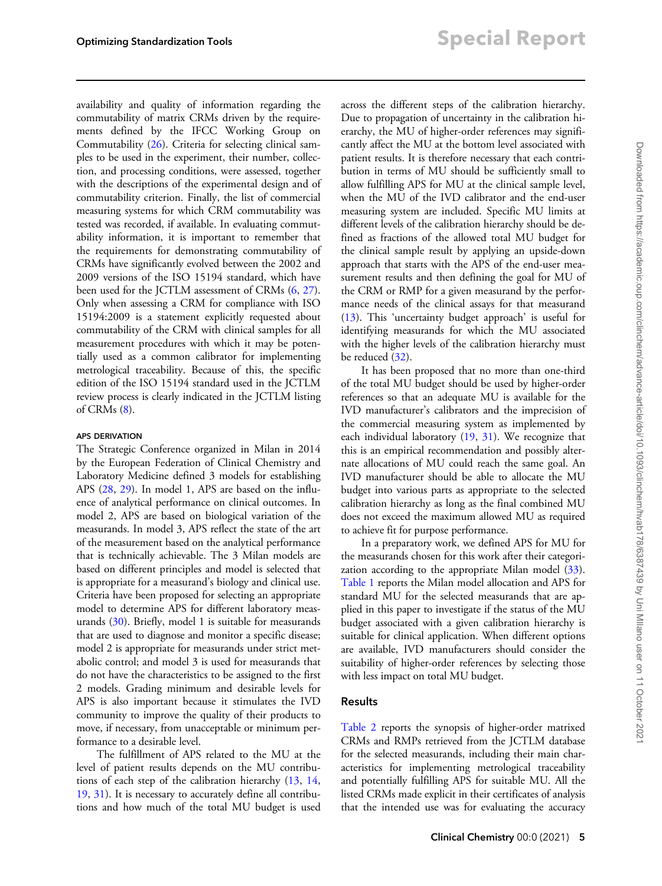availability and quality of information regarding the commutability of matrix CRMs driven by the requirements defined by the IFCC Working Group on Commutability (26). Criteria for selecting clinical samples to be used in the experiment, their number, collection, and processing conditions, were assessed, together with the descriptions of the experimental design and of commutability criterion. Finally, the list of commercial measuring systems for which CRM commutability was tested was recorded, if available. In evaluating commutability information, it is important to remember that the requirements for demonstrating commutability of CRMs have significantly evolved between the 2002 and 2009 versions of the ISO 15194 standard, which have been used for the JCTLM assessment of CRMs (6, 27). Only when assessing a CRM for compliance with ISO 15194:2009 is a statement explicitly requested about commutability of the CRM with clinical samples for all measurement procedures with which it may be potentially used as a common calibrator for implementing metrological traceability. Because of this, the specific edition of the ISO 15194 standard used in the JCTLM review process is clearly indicated in the JCTLM listing of CRMs (8).

#### APS DERIVATION

The Strategic Conference organized in Milan in 2014 by the European Federation of Clinical Chemistry and Laboratory Medicine defined 3 models for establishing APS (28, 29). In model 1, APS are based on the influence of analytical performance on clinical outcomes. In model 2, APS are based on biological variation of the measurands. In model 3, APS reflect the state of the art of the measurement based on the analytical performance that is technically achievable. The 3 Milan models are based on different principles and model is selected that is appropriate for a measurand's biology and clinical use. Criteria have been proposed for selecting an appropriate model to determine APS for different laboratory measurands (30). Briefly, model 1 is suitable for measurands that are used to diagnose and monitor a specific disease; model 2 is appropriate for measurands under strict metabolic control; and model 3 is used for measurands that do not have the characteristics to be assigned to the first 2 models. Grading minimum and desirable levels for APS is also important because it stimulates the IVD community to improve the quality of their products to move, if necessary, from unacceptable or minimum performance to a desirable level.

The fulfillment of APS related to the MU at the level of patient results depends on the MU contributions of each step of the calibration hierarchy (13, 14, 19, 31). It is necessary to accurately define all contributions and how much of the total MU budget is used across the different steps of the calibration hierarchy. Due to propagation of uncertainty in the calibration hierarchy, the MU of higher-order references may significantly affect the MU at the bottom level associated with patient results. It is therefore necessary that each contribution in terms of MU should be sufficiently small to allow fulfilling APS for MU at the clinical sample level, when the MU of the IVD calibrator and the end-user measuring system are included. Specific MU limits at different levels of the calibration hierarchy should be defined as fractions of the allowed total MU budget for the clinical sample result by applying an upside-down approach that starts with the APS of the end-user measurement results and then defining the goal for MU of the CRM or RMP for a given measurand by the performance needs of the clinical assays for that measurand (13). This 'uncertainty budget approach' is useful for identifying measurands for which the MU associated with the higher levels of the calibration hierarchy must be reduced (32).

It has been proposed that no more than one-third of the total MU budget should be used by higher-order references so that an adequate MU is available for the IVD manufacturer's calibrators and the imprecision of the commercial measuring system as implemented by each individual laboratory (19, 31). We recognize that this is an empirical recommendation and possibly alternate allocations of MU could reach the same goal. An IVD manufacturer should be able to allocate the MU budget into various parts as appropriate to the selected calibration hierarchy as long as the final combined MU does not exceed the maximum allowed MU as required to achieve fit for purpose performance.

In a preparatory work, we defined APS for MU for the measurands chosen for this work after their categorization according to the appropriate Milan model (33). Table 1 reports the Milan model allocation and APS for standard MU for the selected measurands that are applied in this paper to investigate if the status of the MU budget associated with a given calibration hierarchy is suitable for clinical application. When different options are available, IVD manufacturers should consider the suitability of higher-order references by selecting those with less impact on total MU budget.

## Results

Table 2 reports the synopsis of higher-order matrixed CRMs and RMPs retrieved from the JCTLM database for the selected measurands, including their main characteristics for implementing metrological traceability and potentially fulfilling APS for suitable MU. All the listed CRMs made explicit in their certificates of analysis that the intended use was for evaluating the accuracy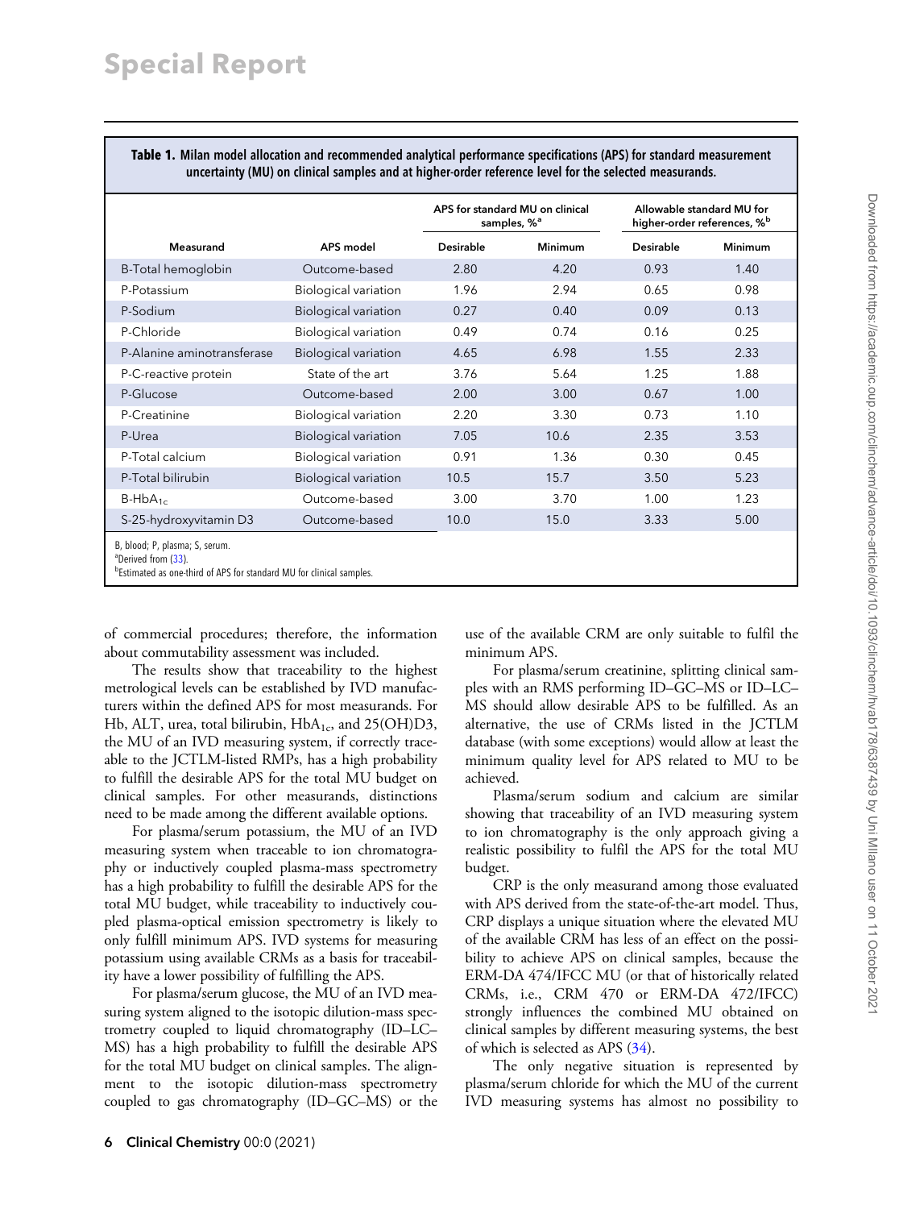**Table 1. Milan model allocation and recommended analytical performance specifications (APS) for standard measurement uncertainty (MU) on clinical samples and at higher-order reference level for the selected measurands.**

| Measurand | APS model | APS for standard MU on clinical samples, %[a] | | Allowable standard MU for higher-order references, %[b] | |
|---|---|---|---|---|---|
| | | Desirable | Minimum | Desirable | Minimum |
| B-Total hemoglobin | Outcome-based | 2.80 | 4.20 | 0.93 | 1.40 |
| P-Potassium | Biological variation | 1.96 | 2.94 | 0.65 | 0.98 |
| P-Sodium | Biological variation | 0.27 | 0.40 | 0.09 | 0.13 |
| P-Chloride | Biological variation | 0.49 | 0.74 | 0.16 | 0.25 |
| P-Alanine aminotransferase | Biological variation | 4.65 | 6.98 | 1.55 | 2.33 |
| P-C-reactive protein | State of the art | 3.76 | 5.64 | 1.25 | 1.88 |
| P-Glucose | Outcome-based | 2.00 | 3.00 | 0.67 | 1.00 |
| P-Creatinine | Biological variation | 2.20 | 3.30 | 0.73 | 1.10 |
| P-Urea | Biological variation | 7.05 | 10.6 | 2.35 | 3.53 |
| P-Total calcium | Biological variation | 0.91 | 1.36 | 0.30 | 0.45 |
| P-Total bilirubin | Biological variation | 10.5 | 15.7 | 3.50 | 5.23 |
| B-$HbA_{1c}$ | Outcome-based | 3.00 | 3.70 | 1.00 | 1.23 |
| S-25-hydroxyvitamin D3 | Outcome-based | 10.0 | 15.0 | 3.33 | 5.00 |

B, blood; P, plasma; S, serum.
[a]Derived from (33).
[b]Estimated as one-third of APS for standard MU for clinical samples.

of commercial procedures; therefore, the information about commutability assessment was included.

The results show that traceability to the highest metrological levels can be established by IVD manufacturers within the defined APS for most measurands. For Hb, ALT, urea, total bilirubin, $HbA_{1c}$, and 25(OH)D3, the MU of an IVD measuring system, if correctly traceable to the JCTLM-listed RMPs, has a high probability to fulfill the desirable APS for the total MU budget on clinical samples. For other measurands, distinctions need to be made among the different available options.

For plasma/serum potassium, the MU of an IVD measuring system when traceable to ion chromatography or inductively coupled plasma-mass spectrometry has a high probability to fulfill the desirable APS for the total MU budget, while traceability to inductively coupled plasma-optical emission spectrometry is likely to only fulfill minimum APS. IVD systems for measuring potassium using available CRMs as a basis for traceability have a lower possibility of fulfilling the APS.

For plasma/serum glucose, the MU of an IVD measuring system aligned to the isotopic dilution-mass spectrometry coupled to liquid chromatography (ID–LC–MS) has a high probability to fulfill the desirable APS for the total MU budget on clinical samples. The alignment to the isotopic dilution-mass spectrometry coupled to gas chromatography (ID–GC–MS) or the use of the available CRM are only suitable to fulfil the minimum APS.

For plasma/serum creatinine, splitting clinical samples with an RMS performing ID–GC–MS or ID–LC–MS should allow desirable APS to be fulfilled. As an alternative, the use of CRMs listed in the JCTLM database (with some exceptions) would allow at least the minimum quality level for APS related to MU to be achieved.

Plasma/serum sodium and calcium are similar showing that traceability of an IVD measuring system to ion chromatography is the only approach giving a realistic possibility to fulfil the APS for the total MU budget.

CRP is the only measurand among those evaluated with APS derived from the state-of-the-art model. Thus, CRP displays a unique situation where the elevated MU of the available CRM has less of an effect on the possibility to achieve APS on clinical samples, because the ERM-DA 474/IFCC MU (or that of historically related CRMs, i.e., CRM 470 or ERM-DA 472/IFCC) strongly influences the combined MU obtained on clinical samples by different measuring systems, the best of which is selected as APS (34).

The only negative situation is represented by plasma/serum chloride for which the MU of the current IVD measuring systems has almost no possibility to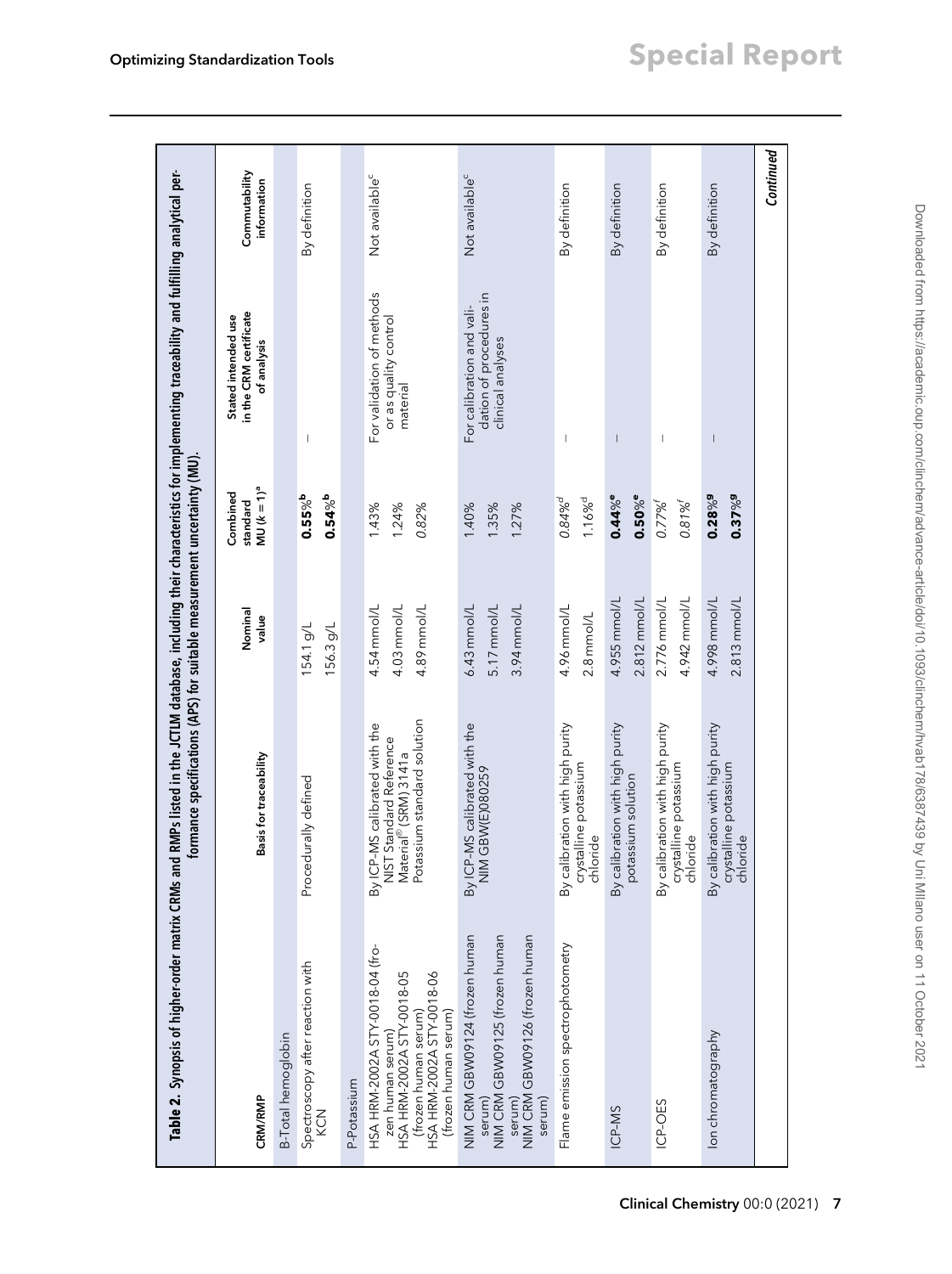**Table 2.** Synopsis of higher-order matrix CRMs and RMPs listed in the JCTLM database, including their characteristics for implementing traceability and fulfilling analytical performance specifications (APS) for suitable measurement uncertainty (MU).

| CRM/RMP | Basis for traceability | Nominal value | Combined standard MU ($k = 1$)[a] | Stated intended use in the CRM certificate of analysis | Commutability information |
|---|---|---|---|---|---|
| B-Total hemoglobin | | | | | |
| Spectroscopy after reaction with KCN | Procedurally defined | 154.1 g/L | **0.55%**[b] | — | By definition |
| | | 156.3 g/L | **0.54%**[b] | | |
| P-Potassium | | | | | |
| HSA HRM-2002A STY-0018-04 (frozen human serum) | By ICP–MS calibrated with the NIST Standard Reference Material® (SRM) 3141a Potassium standard solution | 4.54 mmol/L | 1.43% | For validation of methods or as quality control material | Not available[c] |
| HSA HRM-2002A STY-0018-05 (frozen human serum) | | 4.03 mmol/L | 1.24% | | |
| HSA HRM-2002A STY-0018-06 (frozen human serum) | | 4.89 mmol/L | *0.82%* | | |
| NIM CRM GBW09124 (frozen human serum) | By ICP–MS calibrated with the NIM GBW(E)080259 | 6.43 mmol/L | 1.40% | For calibration and validation of procedures in clinical analyses | Not available[c] |
| NIM CRM GBW09125 (frozen human serum) | | 5.17 mmol/L | 1.35% | | |
| NIM CRM GBW09126 (frozen human serum) | | 3.94 mmol/L | 1.27% | | |
| Flame emission spectrophotometry | By calibration with high purity crystalline potassium chloride | 4.96 mmol/L | *0.84%*[d] | — | By definition |
| | | 2.8 mmol/L | 1.16%[d] | | |
| ICP-MS | By calibration with high purity potassium solution | 4.955 mmol/L | **0.44%**[e] | — | By definition |
| | | 2.812 mmol/L | **0.50%**[e] | | |
| ICP-OES | By calibration with high purity crystalline potassium chloride | 2.776 mmol/L | *0.77%*[f] | — | By definition |
| | | 4.942 mmol/L | *0.81%*[f] | | |
| Ion chromatography | By calibration with high purity crystalline potassium chloride | 4.998 mmol/L | **0.28%**[g] | — | By definition |
| | | 2.813 mmol/L | **0.37%**[g] | | |

*Continued*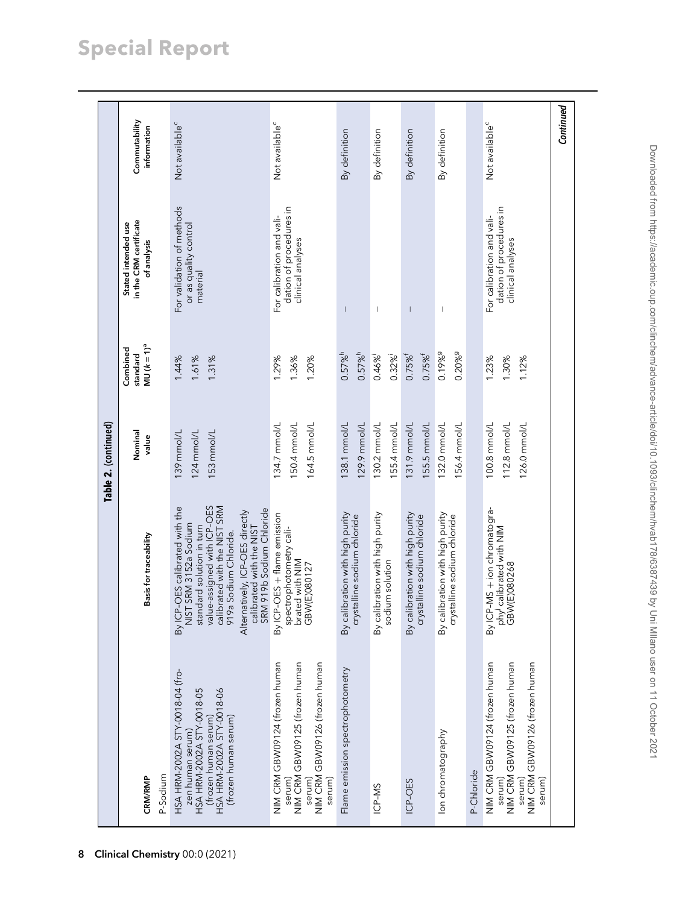**Table 2. (continued)**

| CRM/RMP | Basis for traceability | Nominal value | Combined standard MU ($k = 1$)[a] | Stated intended use in the CRM certificate of analysis | Commutability information |
|---|---|---|---|---|---|
| P-Sodium | | | | | |
| HSA HRM-2002A STY-0018-04 (frozen human serum)<br>HSA HRM-2002A STY-0018-05 (frozen human serum)<br>HSA HRM-2002A STY-0018-06 (frozen human serum) | By ICP-OES calibrated with the NIST SRM 3152a Sodium standard solution in turn value-assigned with ICP-OES calibrated with the NIST SRM 919a Sodium Chloride.<br>Alternatively, ICP-OES directly calibrated with the NIST SRM 919b Sodium Chloride | 139 mmol/L<br>124 mmol/L<br>153 mmol/L | 1.44%<br>1.61%<br>1.31% | For validation of methods or as quality control material | Not available[c] |
| NIM CRM GBW09124 (frozen human serum)<br>NIM CRM GBW09125 (frozen human serum)<br>NIM CRM GBW09126 (frozen human serum) | By ICP-OES + flame emission spectrophotometry calibrated with NIM GBW(E)080127 | 134.7 mmol/L<br>150.4 mmol/L<br>164.5 mmol/L | 1.29%<br>1.36%<br>1.20% | For calibration and validation of procedures in clinical analyses | Not available[c] |
| Flame emission spectrophotometry | By calibration with high purity crystalline sodium chloride | 138.1 mmol/L<br>129.9 mmol/L | 0.57%[h]<br>0.57%[h] | — | By definition |
| ICP-MS | By calibration with high purity sodium solution | 130.2 mmol/L<br>155.4 mmol/L | 0.46%[i]<br>0.32%[i] | — | By definition |
| ICP-OES | By calibration with high purity crystalline sodium chloride | 131.9 mmol/L<br>155.5 mmol/L | 0.75%[f]<br>0.75%[f] | — | By definition |
| Ion chromatography | By calibration with high purity crystalline sodium chloride | 132.0 mmol/L<br>156.4 mmol/L | 0.19%[g]<br>0.20%[g] | — | By definition |
| P-Chloride | | | | | |
| NIM CRM GBW09124 (frozen human serum)<br>NIM CRM GBW09125 (frozen human serum)<br>NIM CRM GBW09126 (frozen human serum) | By ICP-MS + ion chromatography[j] calibrated with NIM GBW(E)080268 | 100.8 mmol/L<br>112.8 mmol/L<br>126.0 mmol/L | 1.23%<br>1.30%<br>1.12% | For calibration and validation of procedures in clinical analyses | Not available[c] |

*Continued*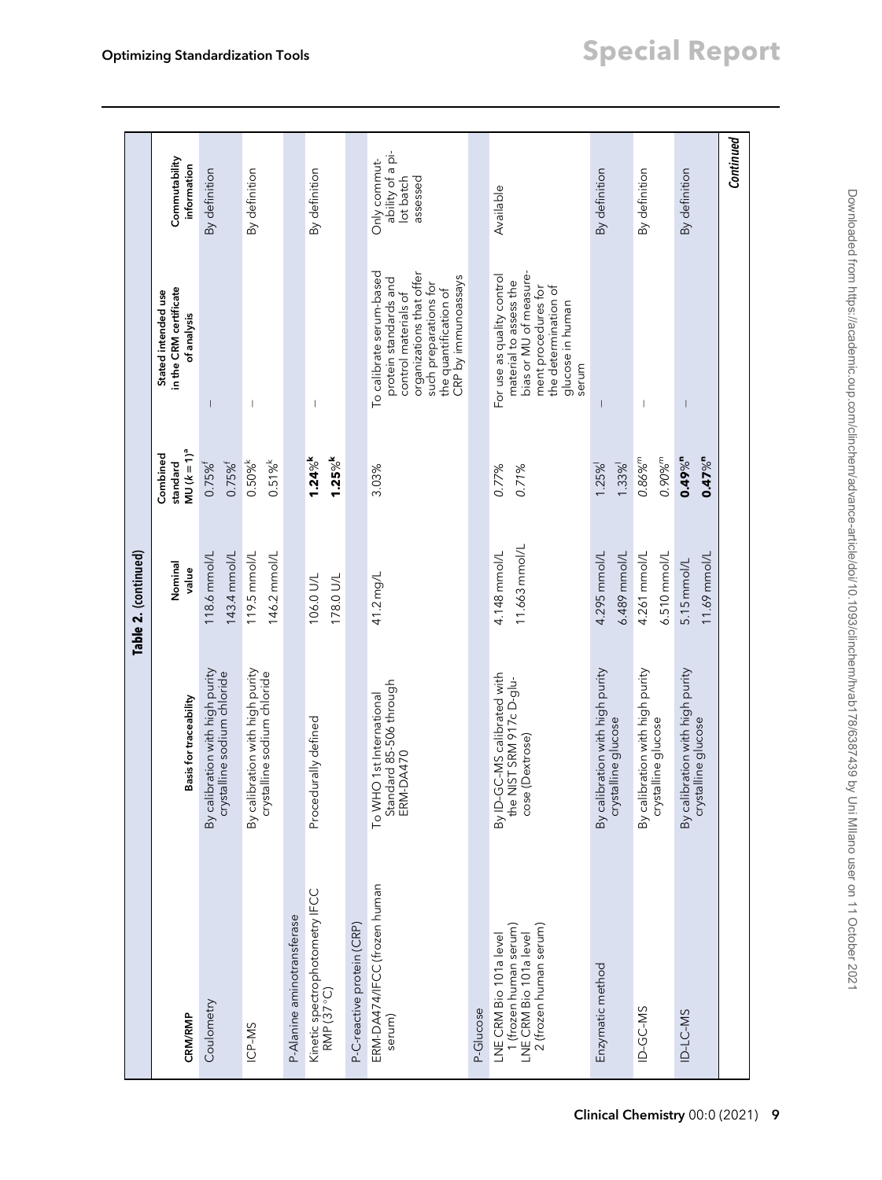**Table 2. (continued)**

| CRM/RMP | Basis for traceability | Nominal value | Combined standard MU ($k = 1$)[a] | Stated intended use in the CRM certificate of analysis | Commutability information |
|---|---|---|---|---|---|
| Coulometry | By calibration with high purity crystalline sodium chloride | 118.6 mmol/L | 0.75%[f] | — | By definition |
| | | 143.4 mmol/L | 0.75%[f] | | |
| ICP-MS | By calibration with high purity crystalline sodium chloride | 119.5 mmol/L | 0.50%[k] | — | By definition |
| | | 146.2 mmol/L | 0.51%[k] | | |
| P-Alanine aminotransferase | | | | | |
| Kinetic spectrophotometry IFCC RMP (37°C) | Procedurally defined | 106.0 U/L | **1.24%[k]** | — | By definition |
| | | 178.0 U/L | **1.25%[k]** | | |
| P-C-reactive protein (CRP) | | | | | |
| ERM-DA474/IFCC (frozen human serum) | To WHO 1st International Standard 85-506 through ERM-DA470 | 41.2 mg/L | 3.03% | To calibrate serum-based protein standards and control materials of organizations that offer such preparations for the quantification of CRP by immunoassays | Only commutability of a pilot batch assessed |
| P-Glucose | | | | | |
| LNE CRM Bio 101a level 1 (frozen human serum) | By ID-GC-MS calibrated with the NIST SRM 917c D-glucose (Dextrose) | 4.148 mmol/L | 0.77% | For use as quality control material to assess the bias or MU of measurement procedures for the determination of glucose in human serum | Available |
| LNE CRM Bio 101a level 2 (frozen human serum) | | 11.663 mmol/L | 0.71% | | |
| Enzymatic method | By calibration with high purity crystalline glucose | 4.295 mmol/L | 1.25%[l] | — | By definition |
| | | 6.489 mmol/L | 1.33%[l] | | |
| ID-GC-MS | By calibration with high purity crystalline glucose | 4.261 mmol/L | *0.86%[m]* | — | By definition |
| | | 6.510 mmol/L | *0.90%[m]* | | |
| ID-LC-MS | By calibration with high purity crystalline glucose | 5.15 mmol/L | **0.49%[n]** | — | By definition |
| | | 11.69 mmol/L | **0.47%[n]** | | |

*Continued*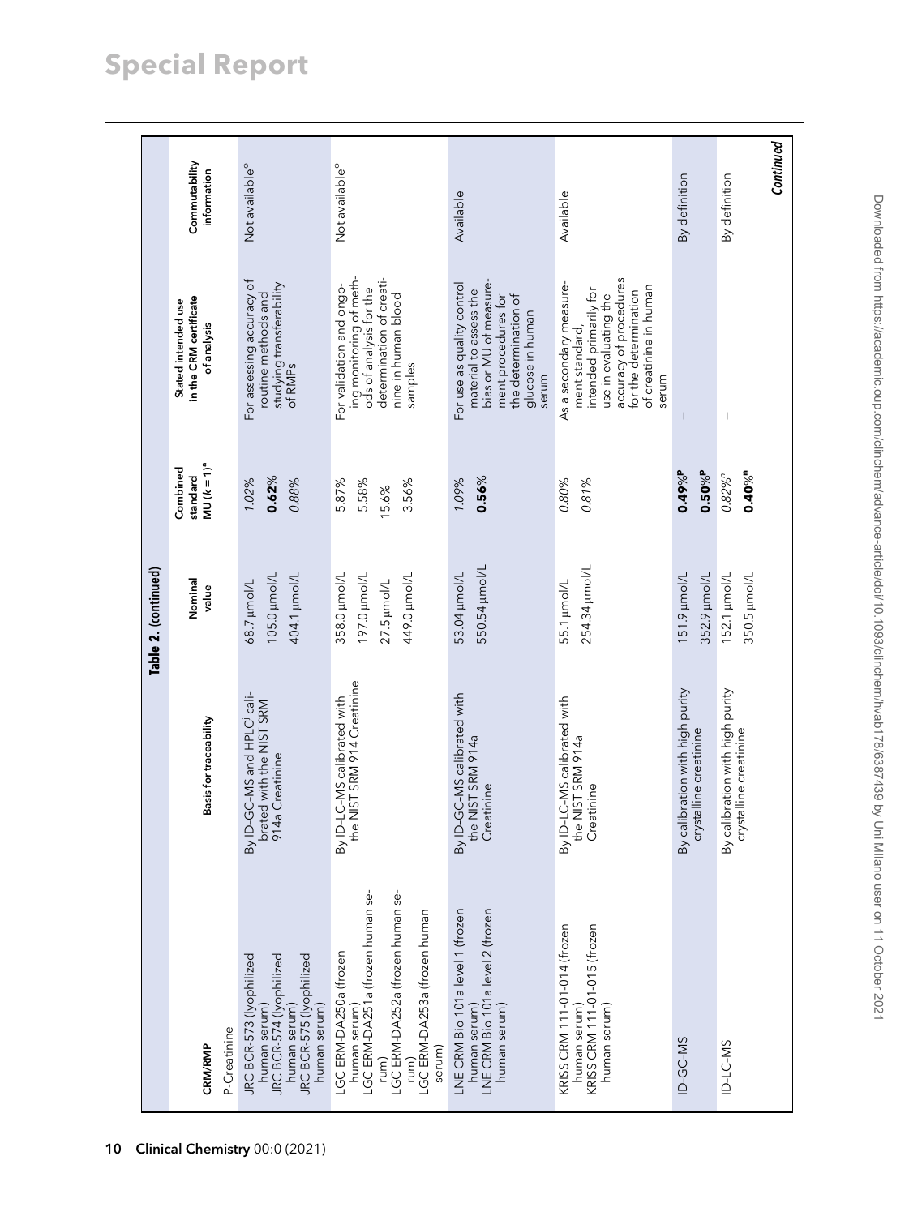**Table 2. (continued)**

| CRM/RMP | Basis for traceability | Nominal value | Combined standard MU ($k = 1$)[a] | Stated intended use in the CRM certificate of analysis | Commutability information |
|---|---|---|---|---|---|
| P-Creatinine | | | | | |
| JRC BCR-573 (lyophilized human serum)<br>JRC BCR-574 (lyophilized human serum)<br>JRC BCR-575 (lyophilized human serum) | By ID-GC-MS and HPLC[l] calibrated with the NIST SRM 914a Creatinine | 68.7 µmol/L<br>105.0 µmol/L<br>404.1 µmol/L | *1.02%*<br>**0.62%**<br>*0.88%* | For assessing accuracy of routine methods and studying transferability of RMPs | Not available[o] |
| LGC ERM-DA250a (frozen human serum)<br>LGC ERM-DA251a (frozen human serum)<br>LGC ERM-DA252a (frozen human serum)<br>LGC ERM-DA253a (frozen human serum) | By ID-LC-MS calibrated with the NIST SRM 914 Creatinine | 358.0 µmol/L<br>197.0 µmol/L<br>27.5 µmol/L<br>449.0 µmol/L | 5.87%<br>5.58%<br>15.6%<br>3.56% | For validation and ongoing monitoring of methods of analysis for the determination of creatinine in human blood samples | Not available[o] |
| LNE CRM Bio 101a level 1 (frozen human serum)<br>LNE CRM Bio 101a level 2 (frozen human serum) | By ID-GC-MS calibrated with the NIST SRM 914a Creatinine | 53.04 µmol/L<br>550.54 µmol/L | *1.09%*<br>**0.56%** | For use as quality control material to assess the bias or MU of measurement procedures for the determination of glucose in human serum | Available |
| KRISS CRM 111-01-014 (frozen human serum)<br>KRISS CRM 111-01-015 (frozen human serum) | By ID-LC-MS calibrated with the NIST SRM 914a Creatinine | 55.1 µmol/L<br>254.34 µmol/L | *0.80%*<br>*0.81%* | As a secondary measurement standard, intended primarily for use in evaluating the accuracy of procedures for the determination of creatinine in human serum | Available |
| ID-GC-MS | By calibration with high purity crystalline creatinine | 151.9 µmol/L<br>352.9 µmol/L | **0.49%**[p]<br>**0.50%**[p] | — | By definition |
| ID-LC-MS | By calibration with high purity crystalline creatinine | 152.1 µmol/L<br>350.5 µmol/L | *0.82%*[n]<br>**0.40%**[n] | — | By definition |

*Continued*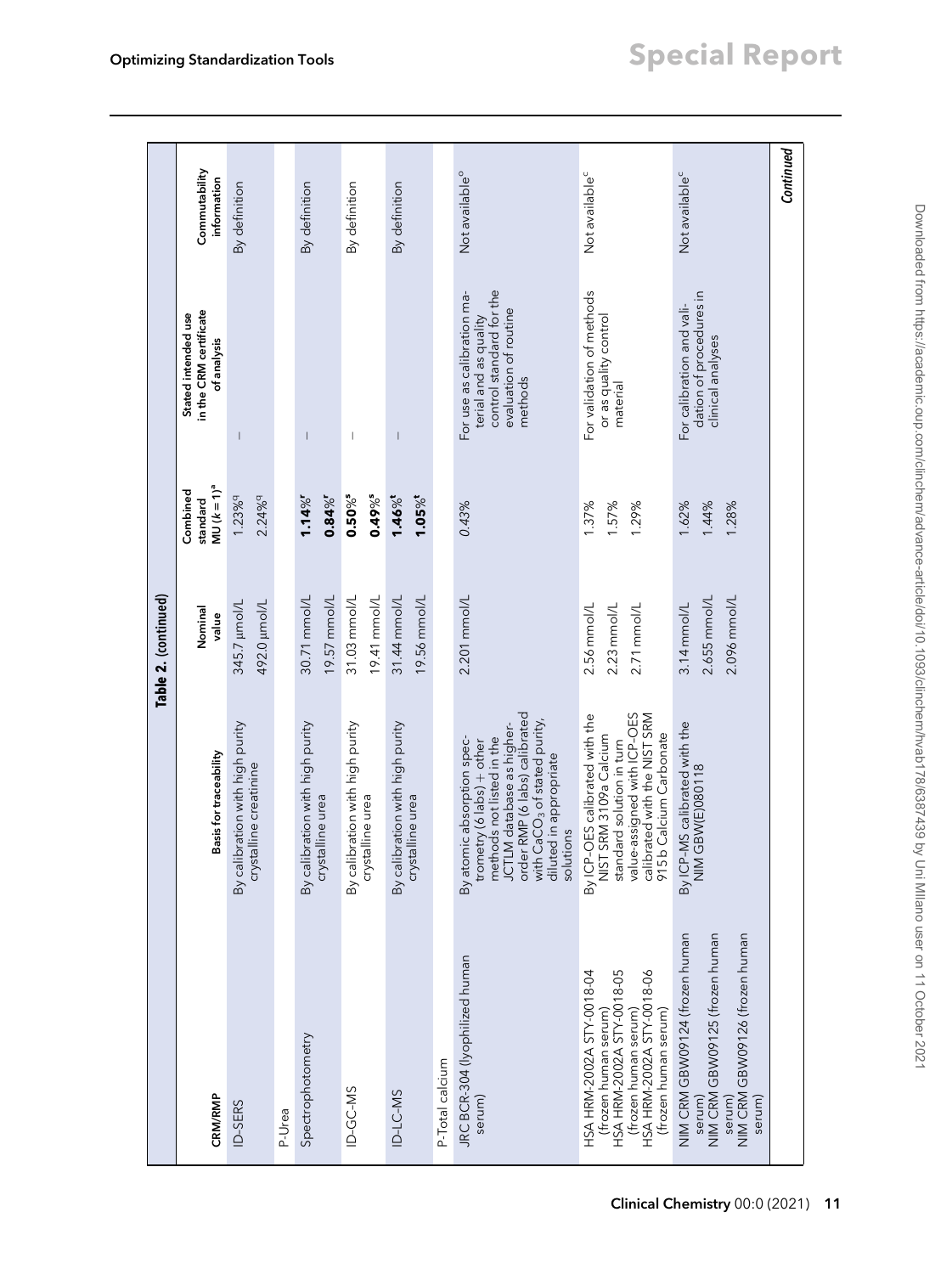**Table 2. (continued)**

| CRM/RMP | Basis for traceability | Nominal value | Combined standard MU ($k = 1$)[a] | Stated intended use in the CRM certificate of analysis | Commutability information |
|---|---|---|---|---|---|
| ID-SERS | By calibration with high purity crystalline creatinine | 345.7 µmol/L<br>492.0 µmol/L | 1.23%[q]<br>2.24%[q] | — | By definition |
| P-Urea | | | | | |
| Spectrophotometry | By calibration with high purity crystalline urea | 30.71 mmol/L<br>19.57 mmol/L | **1.14%[r]**<br>**0.84%[r]** | — | By definition |
| ID-GC-MS | By calibration with high purity crystalline urea | 31.03 mmol/L<br>19.41 mmol/L | **0.50%[s]**<br>**0.49%[s]** | — | By definition |
| ID-LC-MS | By calibration with high purity crystalline urea | 31.44 mmol/L<br>19.56 mmol/L | **1.46%[t]**<br>**1.05%[t]** | — | By definition |
| P-Total calcium | | | | | |
| JRC BCR-304 (lyophilized human serum) | By atomic absorption spectrometry (6 labs) + other methods not listed in the JCTLM database as higher-order RMP (6 labs) calibrated with $CaCO_3$ of stated purity, diluted in appropriate solutions | 2.201 mmol/L | 0.43% | For use as calibration material and as quality control standard for the evaluation of routine methods | Not available[c] |
| HSA HRM-2002A STY-0018-04 (frozen human serum)<br>HSA HRM-2002A STY-0018-05 (frozen human serum)<br>HSA HRM-2002A STY-0018-06 (frozen human serum) | By ICP-OES calibrated with the NIST SRM 3109a Calcium standard solution in turn value-assigned with ICP-OES calibrated with the NIST SRM 915 b Calcium Carbonate | 2.56 mmol/L<br>2.23 mmol/L<br>2.71 mmol/L | 1.37%<br>1.57%<br>1.29% | For validation of methods or as quality control material | Not available[c] |
| NIM CRM GBW09124 (frozen human serum)<br>NIM CRM GBW09125 (frozen human serum)<br>NIM CRM GBW09126 (frozen human serum) | By ICP-MS calibrated with the NIM GBW(E)080118 | 3.14 mmol/L<br>2.655 mmol/L<br>2.096 mmol/L | 1.62%<br>1.44%<br>1.28% | For calibration and validation of procedures in clinical analyses | Not available[c] |

*Continued*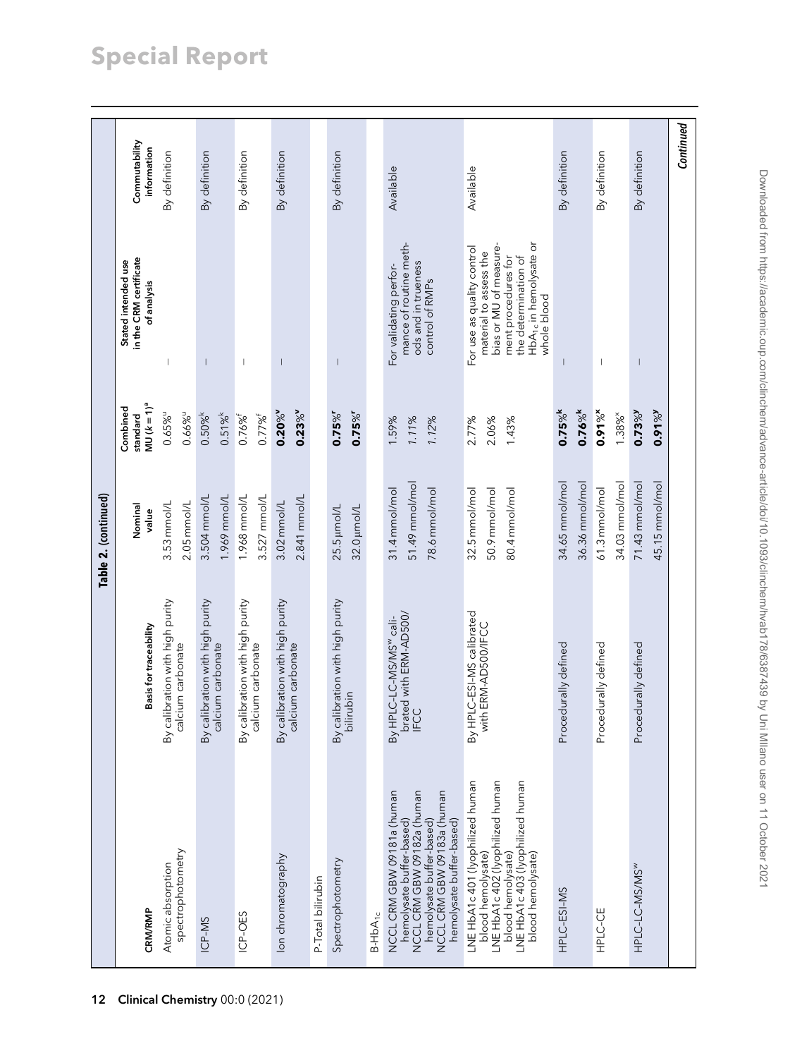**Table 2. (continued)**

| CRM/RMP | Basis for traceability | Nominal value | Combined standard MU ($k = 1$)[a] | Stated intended use in the CRM certificate of analysis | Commutability information |
|---|---|---|---|---|---|
| Atomic absorption spectrophotometry | By calibration with high purity calcium carbonate | 3.53 mmol/L | 0.65%[u] | — | By definition |
| | | 2.05 mmol/L | 0.66%[u] | | |
| ICP–MS | By calibration with high purity calcium carbonate | 3.504 mmol/L | 0.50%[k] | — | By definition |
| | | 1.969 mmol/L | 0.51%[k] | | |
| ICP–OES | By calibration with high purity calcium carbonate | 1.968 mmol/L | 0.76%[f] | — | By definition |
| | | 3.527 mmol/L | 0.77%[f] | | |
| Ion chromatography | By calibration with high purity calcium carbonate | 3.02 mmol/L | **0.20%[v]** | — | By definition |
| | | 2.841 mmol/L | **0.23%[v]** | | |
| P-Total bilirubin | | | | | |
| Spectrophotometry | By calibration with high purity bilirubin | 25.5 µmol/L | **0.75%[r]** | — | By definition |
| | | 32.0 µmol/L | **0.75%[r]** | | |
| B-HbA$_{1c}$ | | | | | |
| NCCL CRM GBW 09181a (human hemolysate buffer-based) | By HPLC–LC-MS/MS[w] calibrated with ERM-AD500/IFCC | 31.4 mmol/mol | 1.59% | For validating performance of routine methods and in trueness control of RMPs | Available |
| NCCL CRM GBW 09182a (human hemolysate buffer-based) | | 51.49 mmol/mol | 1.11% | | |
| NCCL CRM GBW 09183a (human hemolysate buffer-based) | | 78.6 mmol/mol | 1.12% | | |
| LNE HbA1c 401 (lyophilized human blood hemolysate) | By HPLC–ESI-MS calibrated with ERM-AD500/IFCC | 32.5 mmol/mol | 2.77% | For use as quality control material to assess the bias or MU of measurement procedures for the determination of HbA$_{1c}$ in hemolysate or whole blood | Available |
| LNE HbA1c 402 (lyophilized human blood hemolysate) | | 50.9 mmol/mol | 2.06% | | |
| LNE HbA1c 403 (lyophilized human blood hemolysate) | | 80.4 mmol/mol | 1.43% | | |
| HPLC–ESI-MS | Procedurally defined | 34.65 mmol/mol | **0.75%[k]** | — | By definition |
| | | 36.36 mmol/mol | **0.76%[k]** | | |
| HPLC–CE | Procedurally defined | 61.3 mmol/mol | **0.91%[x]** | — | By definition |
| | | 34.03 mmol/mol | 1.38%[x] | | |
| HPLC–LC-MS/MS[w] | Procedurally defined | 71.43 mmol/mol | **0.73%[y]** | — | By definition |
| | | 45.15 mmol/mol | **0.91%[y]** | | |

*Continued*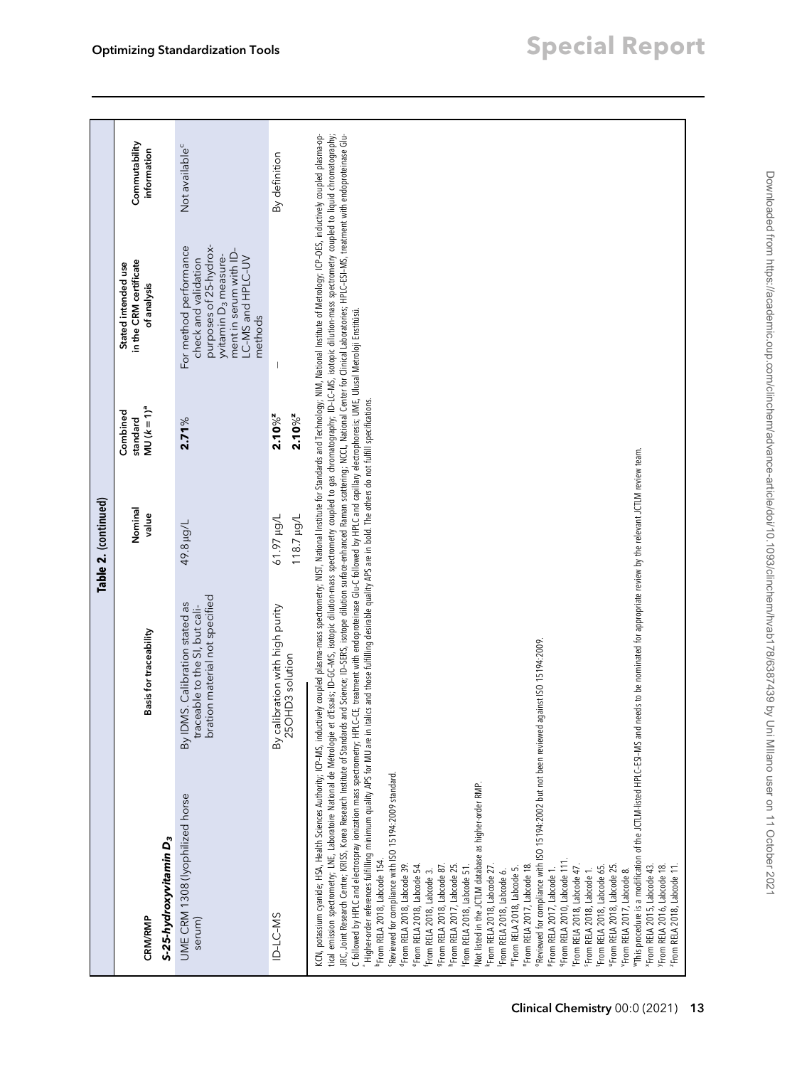**Table 2. (continued)**

| CRM/RMP | Basis for traceability | Nominal value | Combined standard MU ($k = 1$)[a] | Stated intended use in the CRM certificate of analysis | Commutability information |
|---|---|---|---|---|---|
| ***S-25-hydroxyvitamin D$_3$*** | | | | | |
| UME CRM 1308 (lyophilized horse serum) | By IDMS. Calibration stated as traceable to the SI, but calibration material not specified | 49.8 µg/L | **2.71%** | For method performance check and validation purposes of 25-hydroxyvitamin D$_3$ measurement in serum with ID-LC-MS and HPLC-UV methods | Not available[c] |
| ID-LC-MS | By calibration with high purity 25OHD3 solution | 61.97 µg/L | **2.10%**[z] | — | By definition |
| | | 118.7 µg/L | **2.10%**[z] | | |

KCN, potassium cyanide; HSA, Health Sciences Authority; ICP-MS, inductively coupled plasma-mass spectrometry; NIST, National Institute for Standards and Technology; NIM, National Institute of Metrology; ICP-OES, inductively coupled plasma-optical emission spectrometry; LNE, Laboratoire National de Métrologie et d'Essais; ID-GC-MS, isotopic dilution-mass spectrometry coupled to gas chromatography; ID-LC-MS, isotopic dilution-mass spectrometry coupled to liquid chromatography; JRC, Joint Research Centre; KRISS, Korea Research Institute of Standards and Science; ID-SERS, isotope dilution surface-enhanced Raman scattering; NCCL, National Center for Clinical Laboratories; HPLC-ESI-MS, treatment with endoproteinase Glu-C followed by HPLC and electrospray ionization mass spectrometry; HPLC-CE, treatment with endoproteinase Glu-C followed by HPLC and capillary electrophoresis; UME, Ulusal Metroloji Enstitüsü.

[a] Higher-order references fulfilling minimum quality APS for MU are in italics and those fulfilling desirable quality APS are in bold. The others do not fulfill specifications.
[b] From RELA 2018, Labcode 154.
[c] Reviewed for compliance with ISO 15194:2009 standard.
[d] From RELA 2018, Labcode 39.
[e] From RELA 2018, Labcode 54.
[f] From RELA 2018, Labcode 3.
[g] From RELA 2018, Labcode 87.
[h] From RELA 2017, Labcode 25.
[i] From RELA 2018, Labcode 51.
[j] Not listed in the JCTLM database as higher-order RMP.
[k] From RELA 2018, Labcode 27.
[l] From RELA 2018, Labcode 6.
[m] From RELA 2018, Labcode 5.
[n] From RELA 2017, Labcode 18.
[o] Reviewed for compliance with ISO 15194:2002 but not been reviewed against ISO 15194:2009.
[p] From RELA 2017, Labcode 1.
[q] From RELA 2010, Labcode 111.
[r] From RELA 2018, Labcode 47.
[s] From RELA 2018, Labcode 1.
[t] From RELA 2018, Labcode 65.
[u] From RELA 2018, Labcode 25.
[v] From RELA 2017, Labcode 8.
[w] This procedure is a modification of the JCTLM-listed HPLC-ESI-MS and needs to be nominated for appropriate review by the relevant JCTLM review team.
[x] From RELA 2015, Labcode 43.
[y] From RELA 2016, Labcode 18.
[z] From RELA 2018, Labcode 11.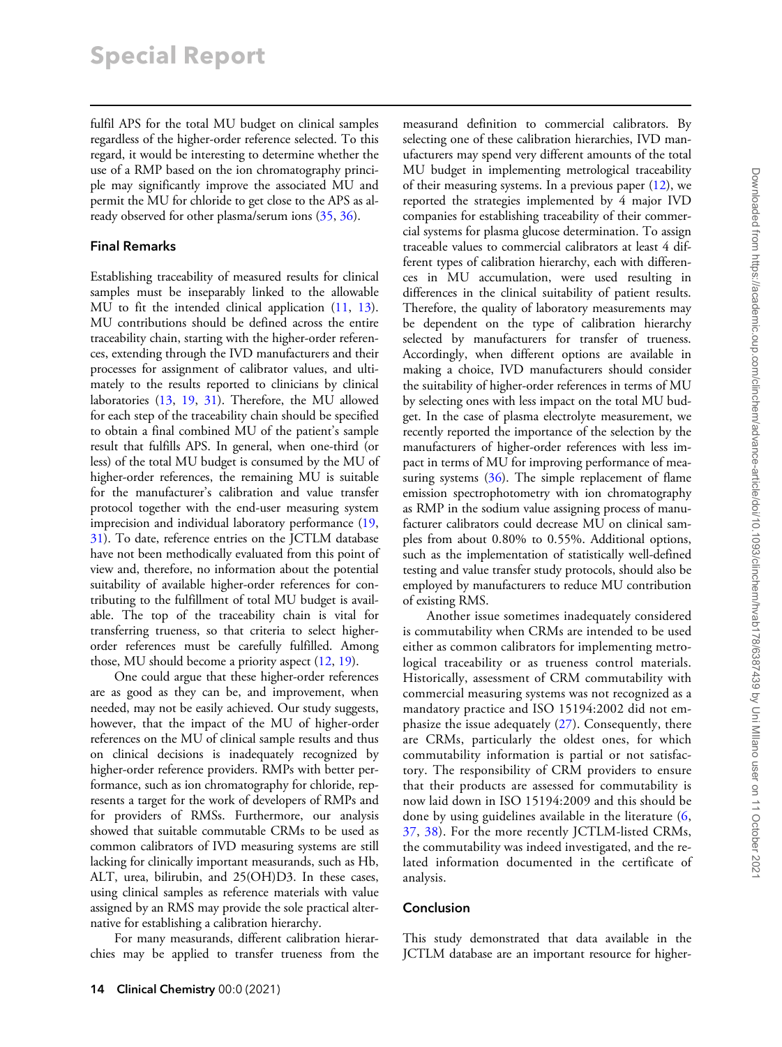fulfil APS for the total MU budget on clinical samples regardless of the higher-order reference selected. To this regard, it would be interesting to determine whether the use of a RMP based on the ion chromatography principle may significantly improve the associated MU and permit the MU for chloride to get close to the APS as already observed for other plasma/serum ions (35, 36).

## Final Remarks

Establishing traceability of measured results for clinical samples must be inseparably linked to the allowable MU to fit the intended clinical application (11, 13). MU contributions should be defined across the entire traceability chain, starting with the higher-order references, extending through the IVD manufacturers and their processes for assignment of calibrator values, and ultimately to the results reported to clinicians by clinical laboratories (13, 19, 31). Therefore, the MU allowed for each step of the traceability chain should be specified to obtain a final combined MU of the patient's sample result that fulfills APS. In general, when one-third (or less) of the total MU budget is consumed by the MU of higher-order references, the remaining MU is suitable for the manufacturer's calibration and value transfer protocol together with the end-user measuring system imprecision and individual laboratory performance (19, 31). To date, reference entries on the JCTLM database have not been methodically evaluated from this point of view and, therefore, no information about the potential suitability of available higher-order references for contributing to the fulfillment of total MU budget is available. The top of the traceability chain is vital for transferring trueness, so that criteria to select higher-order references must be carefully fulfilled. Among those, MU should become a priority aspect (12, 19).

One could argue that these higher-order references are as good as they can be, and improvement, when needed, may not be easily achieved. Our study suggests, however, that the impact of the MU of higher-order references on the MU of clinical sample results and thus on clinical decisions is inadequately recognized by higher-order reference providers. RMPs with better performance, such as ion chromatography for chloride, represents a target for the work of developers of RMPs and for providers of RMSs. Furthermore, our analysis showed that suitable commutable CRMs to be used as common calibrators of IVD measuring systems are still lacking for clinically important measurands, such as Hb, ALT, urea, bilirubin, and 25(OH)D3. In these cases, using clinical samples as reference materials with value assigned by an RMS may provide the sole practical alternative for establishing a calibration hierarchy.

For many measurands, different calibration hierarchies may be applied to transfer trueness from the measurand definition to commercial calibrators. By selecting one of these calibration hierarchies, IVD manufacturers may spend very different amounts of the total MU budget in implementing metrological traceability of their measuring systems. In a previous paper (12), we reported the strategies implemented by 4 major IVD companies for establishing traceability of their commercial systems for plasma glucose determination. To assign traceable values to commercial calibrators at least 4 different types of calibration hierarchy, each with differences in MU accumulation, were used resulting in differences in the clinical suitability of patient results. Therefore, the quality of laboratory measurements may be dependent on the type of calibration hierarchy selected by manufacturers for transfer of trueness. Accordingly, when different options are available in making a choice, IVD manufacturers should consider the suitability of higher-order references in terms of MU by selecting ones with less impact on the total MU budget. In the case of plasma electrolyte measurement, we recently reported the importance of the selection by the manufacturers of higher-order references with less impact in terms of MU for improving performance of measuring systems (36). The simple replacement of flame emission spectrophotometry with ion chromatography as RMP in the sodium value assigning process of manufacturer calibrators could decrease MU on clinical samples from about 0.80% to 0.55%. Additional options, such as the implementation of statistically well-defined testing and value transfer study protocols, should also be employed by manufacturers to reduce MU contribution of existing RMS.

Another issue sometimes inadequately considered is commutability when CRMs are intended to be used either as common calibrators for implementing metrological traceability or as trueness control materials. Historically, assessment of CRM commutability with commercial measuring systems was not recognized as a mandatory practice and ISO 15194:2002 did not emphasize the issue adequately (27). Consequently, there are CRMs, particularly the oldest ones, for which commutability information is partial or not satisfactory. The responsibility of CRM providers to ensure that their products are assessed for commutability is now laid down in ISO 15194:2009 and this should be done by using guidelines available in the literature (6, 37, 38). For the more recently JCTLM-listed CRMs, the commutability was indeed investigated, and the related information documented in the certificate of analysis.

## Conclusion

This study demonstrated that data available in the JCTLM database are an important resource for higher-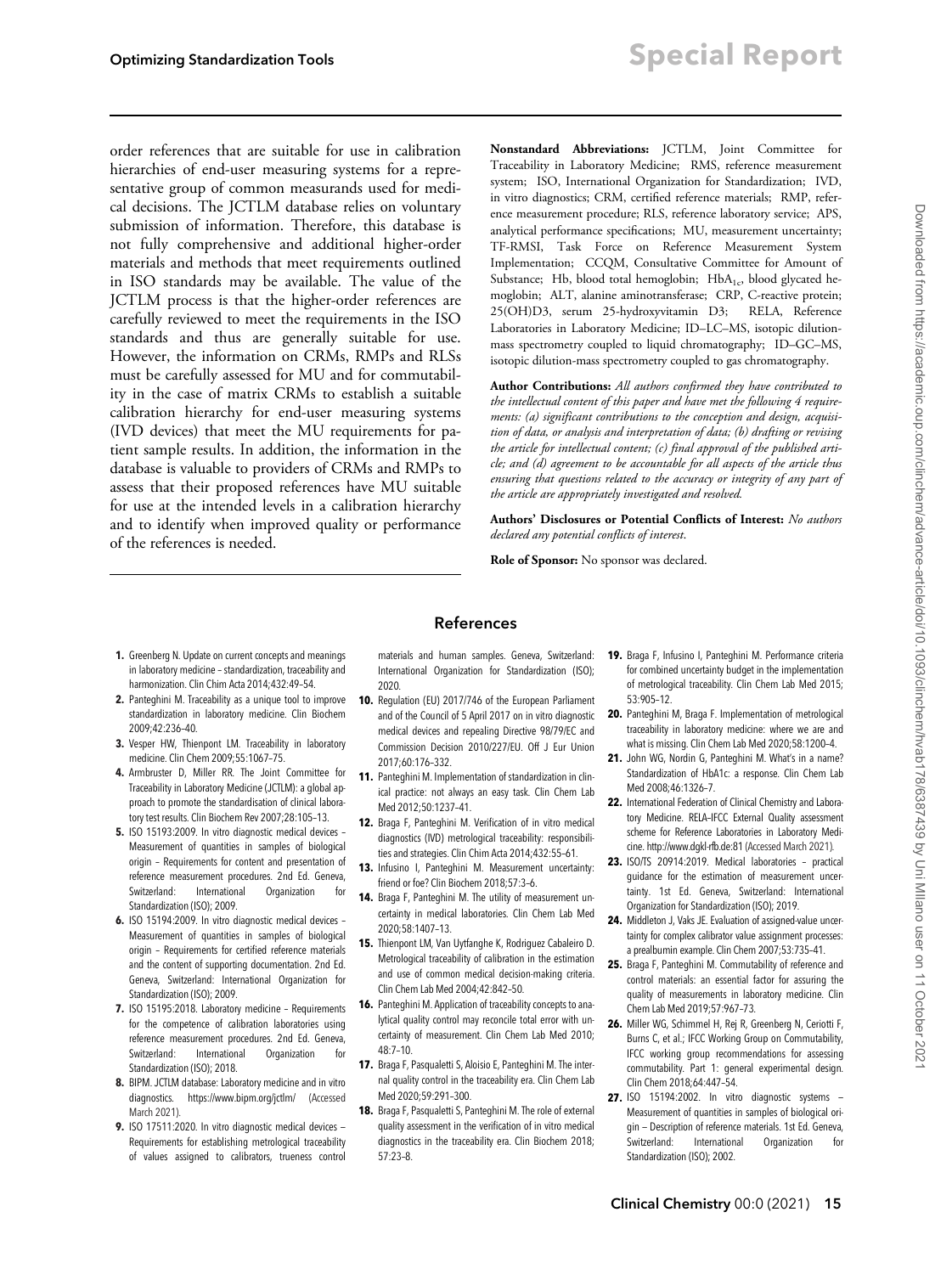order references that are suitable for use in calibration hierarchies of end-user measuring systems for a representative group of common measurands used for medical decisions. The JCTLM database relies on voluntary submission of information. Therefore, this database is not fully comprehensive and additional higher-order materials and methods that meet requirements outlined in ISO standards may be available. The value of the JCTLM process is that the higher-order references are carefully reviewed to meet the requirements in the ISO standards and thus are generally suitable for use. However, the information on CRMs, RMPs and RLSs must be carefully assessed for MU and for commutability in the case of matrix CRMs to establish a suitable calibration hierarchy for end-user measuring systems (IVD devices) that meet the MU requirements for patient sample results. In addition, the information in the database is valuable to providers of CRMs and RMPs to assess that their proposed references have MU suitable for use at the intended levels in a calibration hierarchy and to identify when improved quality or performance of the references is needed.

**Nonstandard Abbreviations:** JCTLM, Joint Committee for Traceability in Laboratory Medicine; RMS, reference measurement system; ISO, International Organization for Standardization; IVD, in vitro diagnostics; CRM, certified reference materials; RMP, reference measurement procedure; RLS, reference laboratory service; APS, analytical performance specifications; MU, measurement uncertainty; TF-RMSI, Task Force on Reference Measurement System Implementation; CCQM, Consultative Committee for Amount of Substance; Hb, blood total hemoglobin; $HbA_{1c}$, blood glycated hemoglobin; ALT, alanine aminotransferase; CRP, C-reactive protein; 25(OH)D3, serum 25-hydroxyvitamin D3; RELA, Reference Laboratories in Laboratory Medicine; ID–LC–MS, isotopic dilution-mass spectrometry coupled to liquid chromatography; ID–GC–MS, isotopic dilution-mass spectrometry coupled to gas chromatography.

**Author Contributions:** *All authors confirmed they have contributed to the intellectual content of this paper and have met the following 4 requirements: (a) significant contributions to the conception and design, acquisition of data, or analysis and interpretation of data; (b) drafting or revising the article for intellectual content; (c) final approval of the published article; and (d) agreement to be accountable for all aspects of the article thus ensuring that questions related to the accuracy or integrity of any part of the article are appropriately investigated and resolved.*

**Authors' Disclosures or Potential Conflicts of Interest:** *No authors declared any potential conflicts of interest.*

**Role of Sponsor:** No sponsor was declared.

## References

1. Greenberg N. Update on current concepts and meanings in laboratory medicine – standardization, traceability and harmonization. Clin Chim Acta 2014;432:49–54.
2. Panteghini M. Traceability as a unique tool to improve standardization in laboratory medicine. Clin Biochem 2009;42:236–40.
3. Vesper HW, Thienpont LM. Traceability in laboratory medicine. Clin Chem 2009;55:1067–75.
4. Armbruster D, Miller RR. The Joint Committee for Traceability in Laboratory Medicine (JCTLM): a global approach to promote the standardisation of clinical laboratory test results. Clin Biochem Rev 2007;28:105–13.
5. ISO 15193:2009. In vitro diagnostic medical devices – Measurement of quantities in samples of biological origin – Requirements for content and presentation of reference measurement procedures. 2nd Ed. Geneva, Switzerland: International Organization for Standardization (ISO); 2009.
6. ISO 15194:2009. In vitro diagnostic medical devices – Measurement of quantities in samples of biological origin – Requirements for certified reference materials and the content of supporting documentation. 2nd Ed. Geneva, Switzerland: International Organization for Standardization (ISO); 2009.
7. ISO 15195:2018. Laboratory medicine – Requirements for the competence of calibration laboratories using reference measurement procedures. 2nd Ed. Geneva, Switzerland: International Organization for Standardization (ISO); 2018.
8. BIPM. JCTLM database: Laboratory medicine and in vitro diagnostics. https://www.bipm.org/jctlm/ (Accessed March 2021).
9. ISO 17511:2020. In vitro diagnostic medical devices – Requirements for establishing metrological traceability of values assigned to calibrators, trueness control materials and human samples. Geneva, Switzerland: International Organization for Standardization (ISO); 2020.
10. Regulation (EU) 2017/746 of the European Parliament and of the Council of 5 April 2017 on in vitro diagnostic medical devices and repealing Directive 98/79/EC and Commission Decision 2010/227/EU. Off J Eur Union 2017;60:176–332.
11. Panteghini M. Implementation of standardization in clinical practice: not always an easy task. Clin Chem Lab Med 2012;50:1237–41.
12. Braga F, Panteghini M. Verification of in vitro medical diagnostics (IVD) metrological traceability: responsibilities and strategies. Clin Chim Acta 2014;432:55–61.
13. Infusino I, Panteghini M. Measurement uncertainty: friend or foe? Clin Biochem 2018;57:3–6.
14. Braga F, Panteghini M. The utility of measurement uncertainty in medical laboratories. Clin Chem Lab Med 2020;58:1407–13.
15. Thienpont LM, Van Uytfanghe K, Rodriguez Cabaleiro D. Metrological traceability of calibration in the estimation and use of common medical decision-making criteria. Clin Chem Lab Med 2004;42:842–50.
16. Panteghini M. Application of traceability concepts to analytical quality control may reconcile total error with uncertainty of measurement. Clin Chem Lab Med 2010; 48:7–10.
17. Braga F, Pasqualetti S, Aloisio E, Panteghini M. The internal quality control in the traceability era. Clin Chem Lab Med 2020;59:291–300.
18. Braga F, Pasqualetti S, Panteghini M. The role of external quality assessment in the verification of in vitro medical diagnostics in the traceability era. Clin Biochem 2018; 57:23–8.
19. Braga F, Infusino I, Panteghini M. Performance criteria for combined uncertainty budget in the implementation of metrological traceability. Clin Chem Lab Med 2015; 53:905–12.
20. Panteghini M, Braga F. Implementation of metrological traceability in laboratory medicine: where we are and what is missing. Clin Chem Lab Med 2020;58:1200–4.
21. John WG, Nordin G, Panteghini M. What's in a name? Standardization of HbA1c: a response. Clin Chem Lab Med 2008;46:1326–7.
22. International Federation of Clinical Chemistry and Laboratory Medicine. RELA–IFCC External Quality assessment scheme for Reference Laboratories in Laboratory Medicine. http://www.dgkl-rfb.de:81 (Accessed March 2021).
23. ISO/TS 20914:2019. Medical laboratories – practical guidance for the estimation of measurement uncertainty. 1st Ed. Geneva, Switzerland: International Organization for Standardization (ISO); 2019.
24. Middleton J, Vaks JE. Evaluation of assigned-value uncertainty for complex calibrator value assignment processes: a prealbumin example. Clin Chem 2007;53:735–41.
25. Braga F, Panteghini M. Commutability of reference and control materials: an essential factor for assuring the quality of measurements in laboratory medicine. Clin Chem Lab Med 2019;57:967–73.
26. Miller WG, Schimmel H, Rej R, Greenberg N, Ceriotti F, Burns C, et al.; IFCC Working Group on Commutability, IFCC working group recommendations for assessing commutability. Part 1: general experimental design. Clin Chem 2018;64:447–54.
27. ISO 15194:2002. In vitro diagnostic systems – Measurement of quantities in samples of biological origin – Description of reference materials. 1st Ed. Geneva, Switzerland: International Organization for Standardization (ISO); 2002.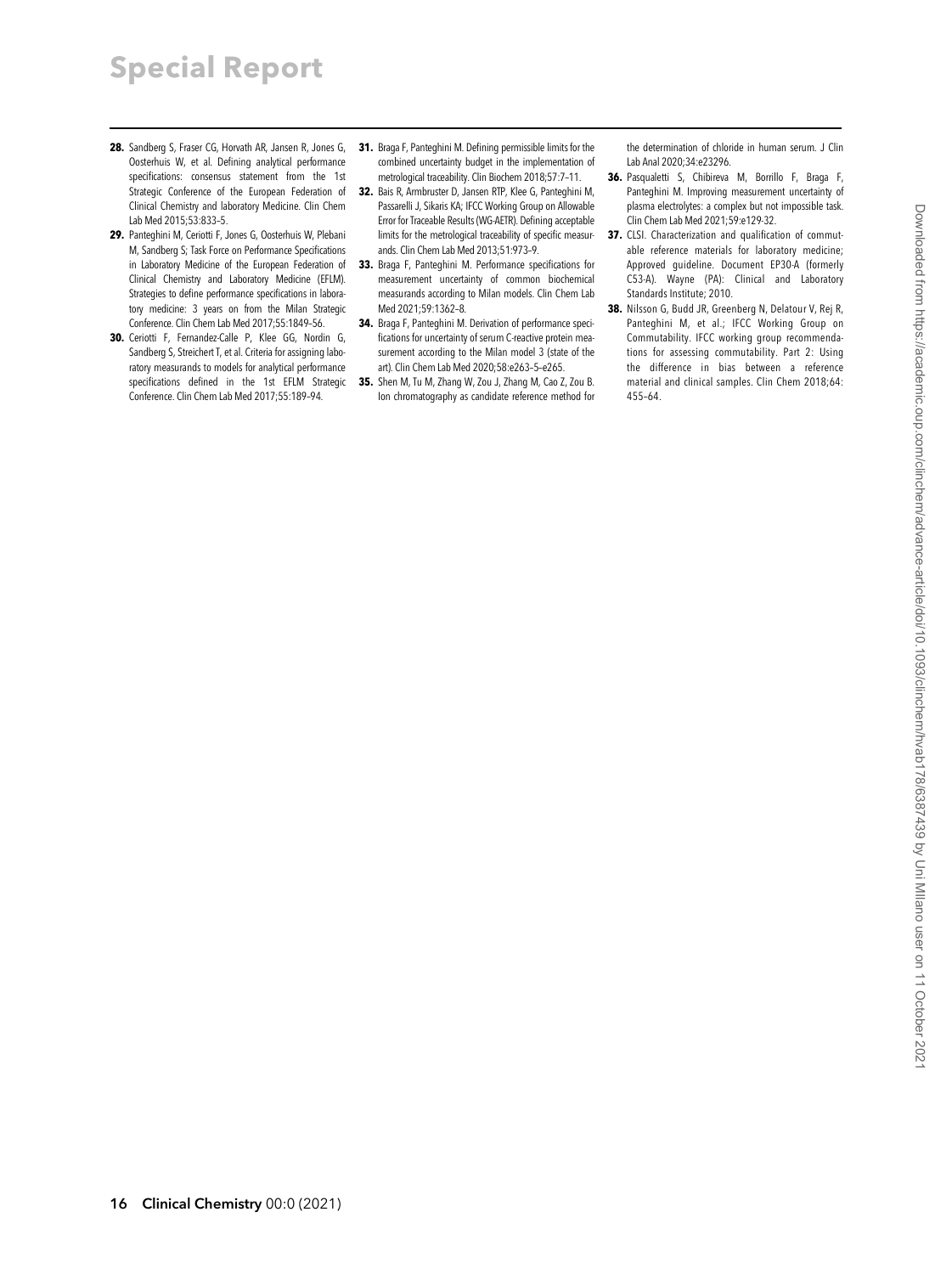28. Sandberg S, Fraser CG, Horvath AR, Jansen R, Jones G, Oosterhuis W, et al. Defining analytical performance specifications: consensus statement from the 1st Strategic Conference of the European Federation of Clinical Chemistry and laboratory Medicine. Clin Chem Lab Med 2015;53:833–5.

29. Panteghini M, Ceriotti F, Jones G, Oosterhuis W, Plebani M, Sandberg S; Task Force on Performance Specifications in Laboratory Medicine of the European Federation of Clinical Chemistry and Laboratory Medicine (EFLM). Strategies to define performance specifications in laboratory medicine: 3 years on from the Milan Strategic Conference. Clin Chem Lab Med 2017;55:1849–56.

30. Ceriotti F, Fernandez-Calle P, Klee GG, Nordin G, Sandberg S, Streichert T, et al. Criteria for assigning laboratory measurands to models for analytical performance specifications defined in the 1st EFLM Strategic Conference. Clin Chem Lab Med 2017;55:189–94.

31. Braga F, Panteghini M. Defining permissible limits for the combined uncertainty budget in the implementation of metrological traceability. Clin Biochem 2018;57:7–11.

32. Bais R, Armbruster D, Jansen RTP, Klee G, Panteghini M, Passarelli J, Sikaris KA; IFCC Working Group on Allowable Error for Traceable Results (WG-AETR). Defining acceptable limits for the metrological traceability of specific measurands. Clin Chem Lab Med 2013;51:973–9.

33. Braga F, Panteghini M. Performance specifications for measurement uncertainty of common biochemical measurands according to Milan models. Clin Chem Lab Med 2021;59:1362–8.

34. Braga F, Panteghini M. Derivation of performance specifications for uncertainty of serum C-reactive protein measurement according to the Milan model 3 (state of the art). Clin Chem Lab Med 2020;58:e263–5–e265.

35. Shen M, Tu M, Zhang W, Zou J, Zhang M, Cao Z, Zou B. Ion chromatography as candidate reference method for the determination of chloride in human serum. J Clin Lab Anal 2020;34:e23296.

36. Pasqualetti S, Chibireva M, Borrillo F, Braga F, Panteghini M. Improving measurement uncertainty of plasma electrolytes: a complex but not impossible task. Clin Chem Lab Med 2021;59:e129-32.

37. CLSI. Characterization and qualification of commutable reference materials for laboratory medicine; Approved guideline. Document EP30-A (formerly C53-A). Wayne (PA): Clinical and Laboratory Standards Institute; 2010.

38. Nilsson G, Budd JR, Greenberg N, Delatour V, Rej R, Panteghini M, et al.; IFCC Working Group on Commutability. IFCC working group recommendations for assessing commutability. Part 2: Using the difference in bias between a reference material and clinical samples. Clin Chem 2018;64: 455–64.